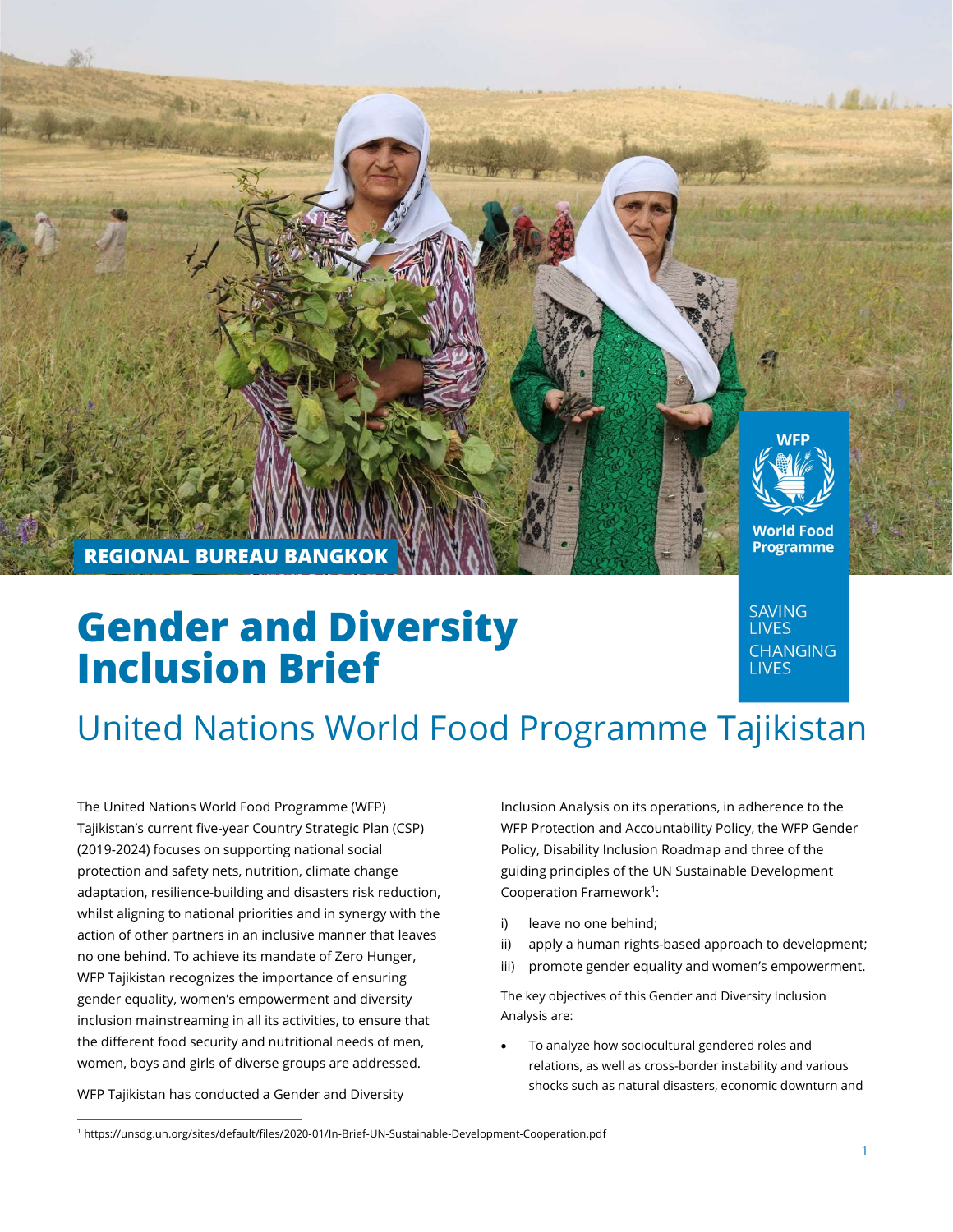REGIONAL BUREAU BANGKOK

WFP World Food Programme

SAVING LIVES CHANGING LIVES

# Gender and Diversity Inclusion Brief

## United Nations World Food Programme Tajikistan

The United Nations World Food Programme (WFP) Tajikistan's current five-year Country Strategic Plan (CSP) (2019-2024) focuses on supporting national social protection and safety nets, nutrition, climate change adaptation, resilience-building and disasters risk reduction, whilst aligning to national priorities and in synergy with the action of other partners in an inclusive manner that leaves no one behind. To achieve its mandate of Zero Hunger, WFP Tajikistan recognizes the importance of ensuring gender equality, women's empowerment and diversity inclusion mainstreaming in all its activities, to ensure that the different food security and nutritional needs of men, women, boys and girls of diverse groups are addressed.

WFP Tajikistan has conducted a Gender and Diversity Inclusion Analysis on its operations, in adherence to the WFP Protection and Accountability Policy, the WFP Gender Policy, Disability Inclusion Roadmap and three of the guiding principles of the UN Sustainable Development Cooperation Framework[1]:

i) leave no one behind;
ii) apply a human rights-based approach to development;
iii) promote gender equality and women's empowerment.

The key objectives of this Gender and Diversity Inclusion Analysis are:

- To analyze how sociocultural gendered roles and relations, as well as cross-border instability and various shocks such as natural disasters, economic downturn and

[1] https://unsdg.un.org/sites/default/files/2020-01/In-Brief-UN-Sustainable-Development-Cooperation.pdf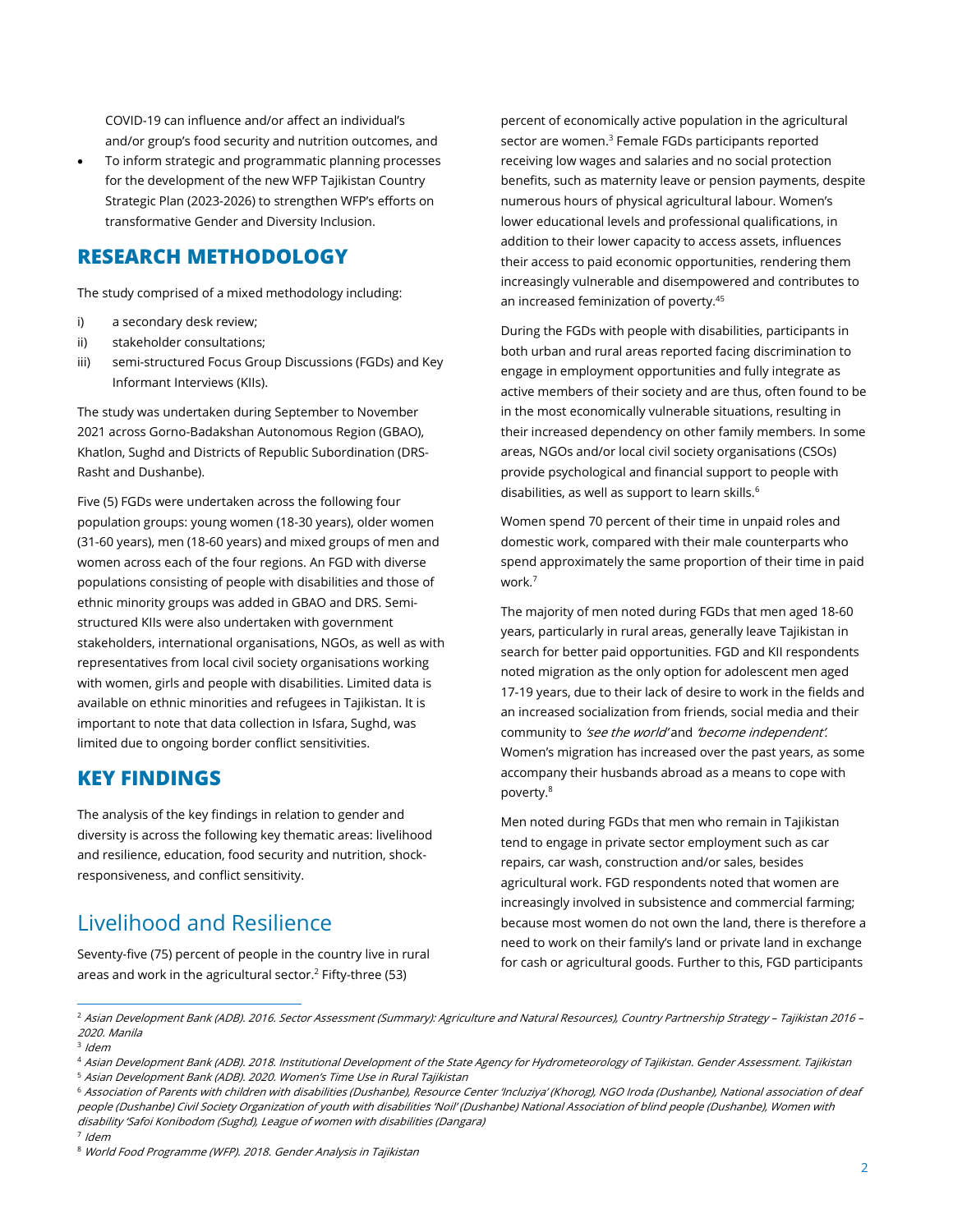COVID-19 can influence and/or affect an individual's and/or group's food security and nutrition outcomes, and

- To inform strategic and programmatic planning processes for the development of the new WFP Tajikistan Country Strategic Plan (2023-2026) to strengthen WFP's efforts on transformative Gender and Diversity Inclusion.

## RESEARCH METHODOLOGY

The study comprised of a mixed methodology including:

i) a secondary desk review;
ii) stakeholder consultations;
iii) semi-structured Focus Group Discussions (FGDs) and Key Informant Interviews (KIIs).

The study was undertaken during September to November 2021 across Gorno-Badakshan Autonomous Region (GBAO), Khatlon, Sughd and Districts of Republic Subordination (DRS-Rasht and Dushanbe).

Five (5) FGDs were undertaken across the following four population groups: young women (18-30 years), older women (31-60 years), men (18-60 years) and mixed groups of men and women across each of the four regions. An FGD with diverse populations consisting of people with disabilities and those of ethnic minority groups was added in GBAO and DRS. Semi-structured KIIs were also undertaken with government stakeholders, international organisations, NGOs, as well as with representatives from local civil society organisations working with women, girls and people with disabilities. Limited data is available on ethnic minorities and refugees in Tajikistan. It is important to note that data collection in Isfara, Sughd, was limited due to ongoing border conflict sensitivities.

## KEY FINDINGS

The analysis of the key findings in relation to gender and diversity is across the following key thematic areas: livelihood and resilience, education, food security and nutrition, shock-responsiveness, and conflict sensitivity.

## Livelihood and Resilience

Seventy-five (75) percent of people in the country live in rural areas and work in the agricultural sector.[2] Fifty-three (53) percent of economically active population in the agricultural sector are women.[3] Female FGDs participants reported receiving low wages and salaries and no social protection benefits, such as maternity leave or pension payments, despite numerous hours of physical agricultural labour. Women's lower educational levels and professional qualifications, in addition to their lower capacity to access assets, influences their access to paid economic opportunities, rendering them increasingly vulnerable and disempowered and contributes to an increased feminization of poverty.[45]

During the FGDs with people with disabilities, participants in both urban and rural areas reported facing discrimination to engage in employment opportunities and fully integrate as active members of their society and are thus, often found to be in the most economically vulnerable situations, resulting in their increased dependency on other family members. In some areas, NGOs and/or local civil society organisations (CSOs) provide psychological and financial support to people with disabilities, as well as support to learn skills.[6]

Women spend 70 percent of their time in unpaid roles and domestic work, compared with their male counterparts who spend approximately the same proportion of their time in paid work.[7]

The majority of men noted during FGDs that men aged 18-60 years, particularly in rural areas, generally leave Tajikistan in search for better paid opportunities. FGD and KII respondents noted migration as the only option for adolescent men aged 17-19 years, due to their lack of desire to work in the fields and an increased socialization from friends, social media and their community to *'see the world'* and *'become independent'.* Women's migration has increased over the past years, as some accompany their husbands abroad as a means to cope with poverty.[8]

Men noted during FGDs that men who remain in Tajikistan tend to engage in private sector employment such as car repairs, car wash, construction and/or sales, besides agricultural work. FGD respondents noted that women are increasingly involved in subsistence and commercial farming; because most women do not own the land, there is therefore a need to work on their family's land or private land in exchange for cash or agricultural goods. Further to this, FGD participants

---

[2] *Asian Development Bank (ADB). 2016. Sector Assessment (Summary): Agriculture and Natural Resources), Country Partnership Strategy – Tajikistan 2016 – 2020. Manila*

[3] *Idem*

[4] *Asian Development Bank (ADB). 2018. Institutional Development of the State Agency for Hydrometeorology of Tajikistan. Gender Assessment. Tajikistan*

[5] *Asian Development Bank (ADB). 2020. Women's Time Use in Rural Tajikistan*

[6] *Association of Parents with children with disabilities (Dushanbe), Resource Center 'Incluziya' (Khorog), NGO Iroda (Dushanbe), National association of deaf people (Dushanbe) Civil Society Organization of youth with disabilities 'Noil' (Dushanbe) National Association of blind people (Dushanbe), Women with disability 'Safoi Konibodom (Sughd), League of women with disabilities (Dangara)*

[7] *Idem*

[8] *World Food Programme (WFP). 2018. Gender Analysis in Tajikistan*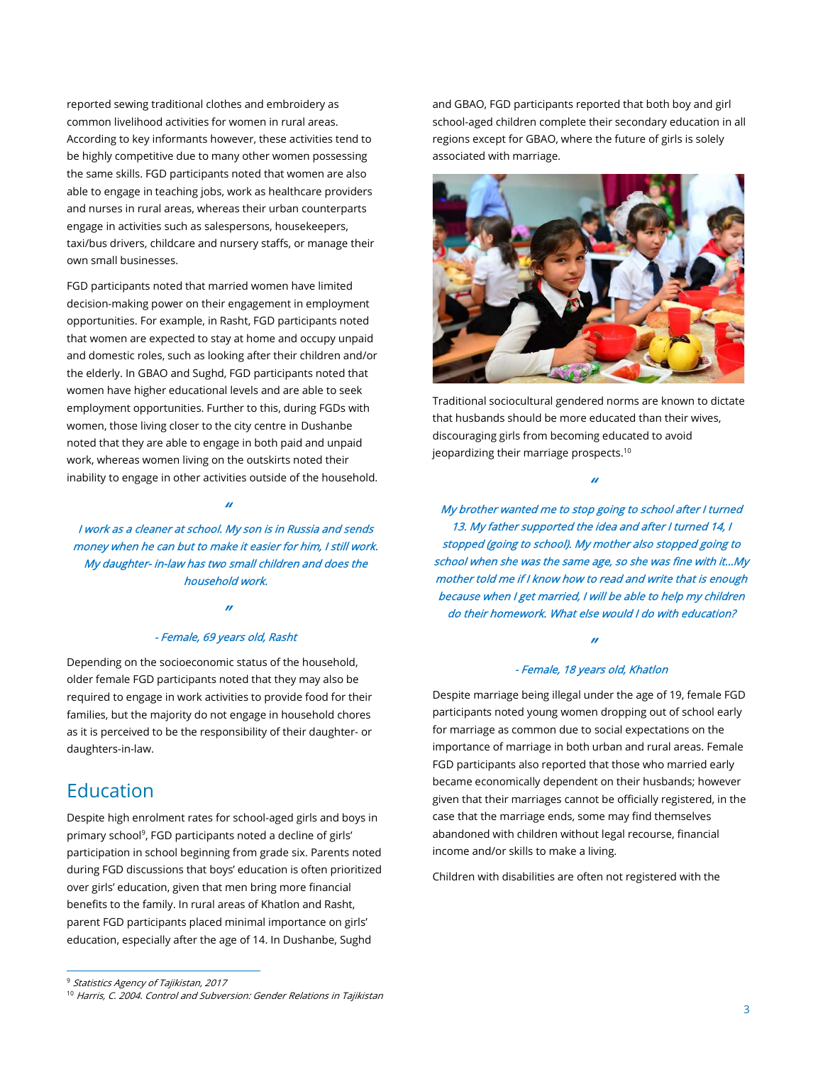reported sewing traditional clothes and embroidery as common livelihood activities for women in rural areas. According to key informants however, these activities tend to be highly competitive due to many other women possessing the same skills. FGD participants noted that women are also able to engage in teaching jobs, work as healthcare providers and nurses in rural areas, whereas their urban counterparts engage in activities such as salespersons, housekeepers, taxi/bus drivers, childcare and nursery staffs, or manage their own small businesses.

FGD participants noted that married women have limited decision-making power on their engagement in employment opportunities. For example, in Rasht, FGD participants noted that women are expected to stay at home and occupy unpaid and domestic roles, such as looking after their children and/or the elderly. In GBAO and Sughd, FGD participants noted that women have higher educational levels and are able to seek employment opportunities. Further to this, during FGDs with women, those living closer to the city centre in Dushanbe noted that they are able to engage in both paid and unpaid work, whereas women living on the outskirts noted their inability to engage in other activities outside of the household.

> *I work as a cleaner at school. My son is in Russia and sends money when he can but to make it easier for him, I still work. My daughter- in-law has two small children and does the household work.*
>
> *- Female, 69 years old, Rasht*

Depending on the socioeconomic status of the household, older female FGD participants noted that they may also be required to engage in work activities to provide food for their families, but the majority do not engage in household chores as it is perceived to be the responsibility of their daughter- or daughters-in-law.

## Education

Despite high enrolment rates for school-aged girls and boys in primary school[9], FGD participants noted a decline of girls' participation in school beginning from grade six. Parents noted during FGD discussions that boys' education is often prioritized over girls' education, given that men bring more financial benefits to the family. In rural areas of Khatlon and Rasht, parent FGD participants placed minimal importance on girls' education, especially after the age of 14. In Dushanbe, Sughd and GBAO, FGD participants reported that both boy and girl school-aged children complete their secondary education in all regions except for GBAO, where the future of girls is solely associated with marriage.

Traditional sociocultural gendered norms are known to dictate that husbands should be more educated than their wives, discouraging girls from becoming educated to avoid jeopardizing their marriage prospects.[10]

> *My brother wanted me to stop going to school after I turned 13. My father supported the idea and after I turned 14, I stopped (going to school). My mother also stopped going to school when she was the same age, so she was fine with it...My mother told me if I know how to read and write that is enough because when I get married, I will be able to help my children do their homework. What else would I do with education?*
>
> *- Female, 18 years old, Khatlon*

Despite marriage being illegal under the age of 19, female FGD participants noted young women dropping out of school early for marriage as common due to social expectations on the importance of marriage in both urban and rural areas. Female FGD participants also reported that those who married early became economically dependent on their husbands; however given that their marriages cannot be officially registered, in the case that the marriage ends, some may find themselves abandoned with children without legal recourse, financial income and/or skills to make a living.

Children with disabilities are often not registered with the

---

[9] *Statistics Agency of Tajikistan, 2017*

[10] *Harris, C. 2004. Control and Subversion: Gender Relations in Tajikistan*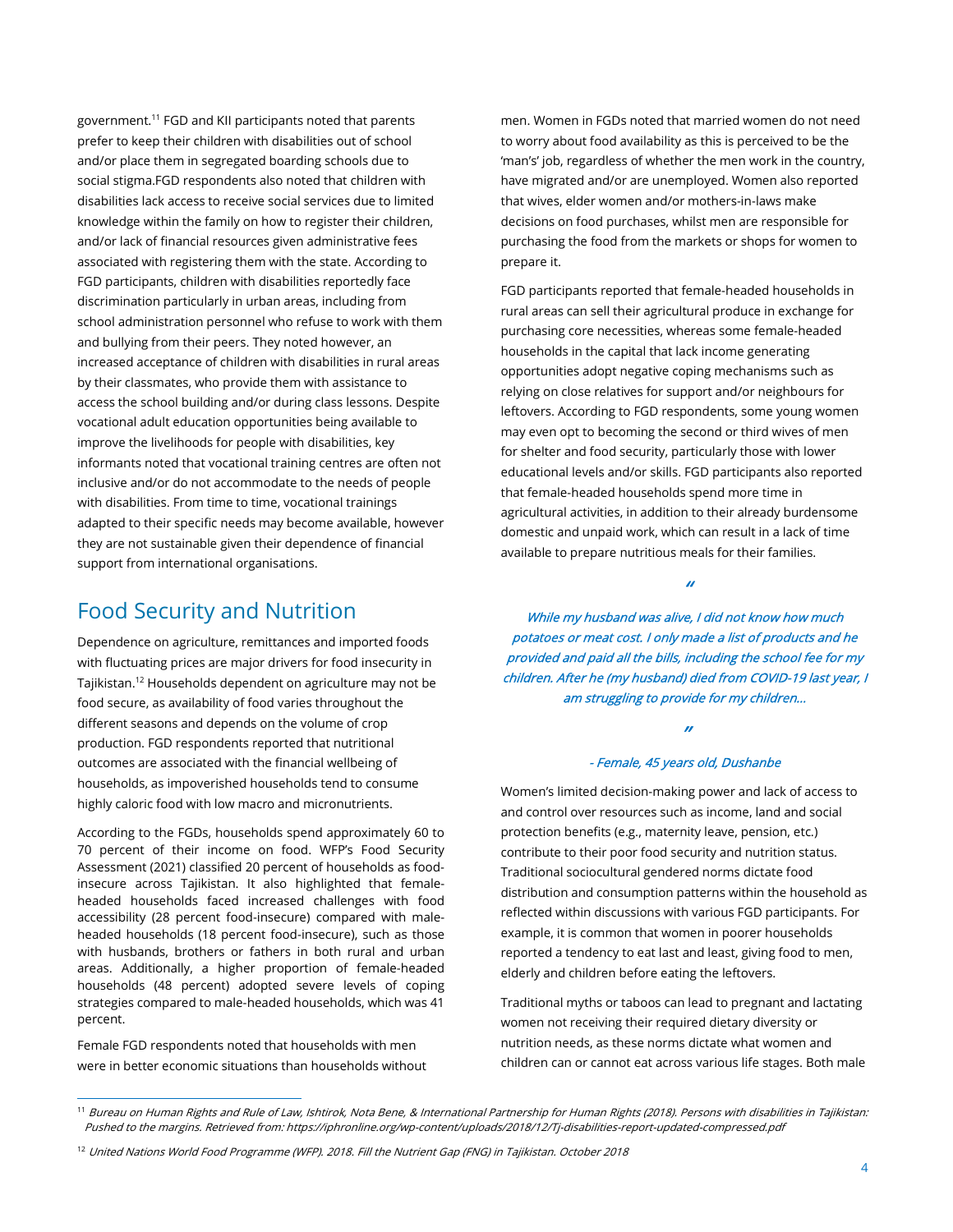government.[11] FGD and KII participants noted that parents prefer to keep their children with disabilities out of school and/or place them in segregated boarding schools due to social stigma.FGD respondents also noted that children with disabilities lack access to receive social services due to limited knowledge within the family on how to register their children, and/or lack of financial resources given administrative fees associated with registering them with the state. According to FGD participants, children with disabilities reportedly face discrimination particularly in urban areas, including from school administration personnel who refuse to work with them and bullying from their peers. They noted however, an increased acceptance of children with disabilities in rural areas by their classmates, who provide them with assistance to access the school building and/or during class lessons. Despite vocational adult education opportunities being available to improve the livelihoods for people with disabilities, key informants noted that vocational training centres are often not inclusive and/or do not accommodate to the needs of people with disabilities. From time to time, vocational trainings adapted to their specific needs may become available, however they are not sustainable given their dependence of financial support from international organisations.

## Food Security and Nutrition

Dependence on agriculture, remittances and imported foods with fluctuating prices are major drivers for food insecurity in Tajikistan.[12] Households dependent on agriculture may not be food secure, as availability of food varies throughout the different seasons and depends on the volume of crop production. FGD respondents reported that nutritional outcomes are associated with the financial wellbeing of households, as impoverished households tend to consume highly caloric food with low macro and micronutrients.

According to the FGDs, households spend approximately 60 to 70 percent of their income on food. WFP's Food Security Assessment (2021) classified 20 percent of households as food-insecure across Tajikistan. It also highlighted that female-headed households faced increased challenges with food accessibility (28 percent food-insecure) compared with male-headed households (18 percent food-insecure), such as those with husbands, brothers or fathers in both rural and urban areas. Additionally, a higher proportion of female-headed households (48 percent) adopted severe levels of coping strategies compared to male-headed households, which was 41 percent.

Female FGD respondents noted that households with men were in better economic situations than households without men. Women in FGDs noted that married women do not need to worry about food availability as this is perceived to be the 'man's' job, regardless of whether the men work in the country, have migrated and/or are unemployed. Women also reported that wives, elder women and/or mothers-in-laws make decisions on food purchases, whilst men are responsible for purchasing the food from the markets or shops for women to prepare it.

FGD participants reported that female-headed households in rural areas can sell their agricultural produce in exchange for purchasing core necessities, whereas some female-headed households in the capital that lack income generating opportunities adopt negative coping mechanisms such as relying on close relatives for support and/or neighbours for leftovers. According to FGD respondents, some young women may even opt to becoming the second or third wives of men for shelter and food security, particularly those with lower educational levels and/or skills. FGD participants also reported that female-headed households spend more time in agricultural activities, in addition to their already burdensome domestic and unpaid work, which can result in a lack of time available to prepare nutritious meals for their families.

> ***"While my husband was alive, I did not know how much potatoes or meat cost. I only made a list of products and he provided and paid all the bills, including the school fee for my children. After he (my husband) died from COVID-19 last year, I am struggling to provide for my children..."***
>
> *- Female, 45 years old, Dushanbe*

Women's limited decision-making power and lack of access to and control over resources such as income, land and social protection benefits (e.g., maternity leave, pension, etc.) contribute to their poor food security and nutrition status. Traditional sociocultural gendered norms dictate food distribution and consumption patterns within the household as reflected within discussions with various FGD participants. For example, it is common that women in poorer households reported a tendency to eat last and least, giving food to men, elderly and children before eating the leftovers.

Traditional myths or taboos can lead to pregnant and lactating women not receiving their required dietary diversity or nutrition needs, as these norms dictate what women and children can or cannot eat across various life stages. Both male

---

[11] *Bureau on Human Rights and Rule of Law, Ishtirok, Nota Bene, & International Partnership for Human Rights (2018). Persons with disabilities in Tajikistan: Pushed to the margins. Retrieved from: https://iphronline.org/wp-content/uploads/2018/12/Tj-disabilities-report-updated-compressed.pdf*

[12] *United Nations World Food Programme (WFP). 2018. Fill the Nutrient Gap (FNG) in Tajikistan. October 2018*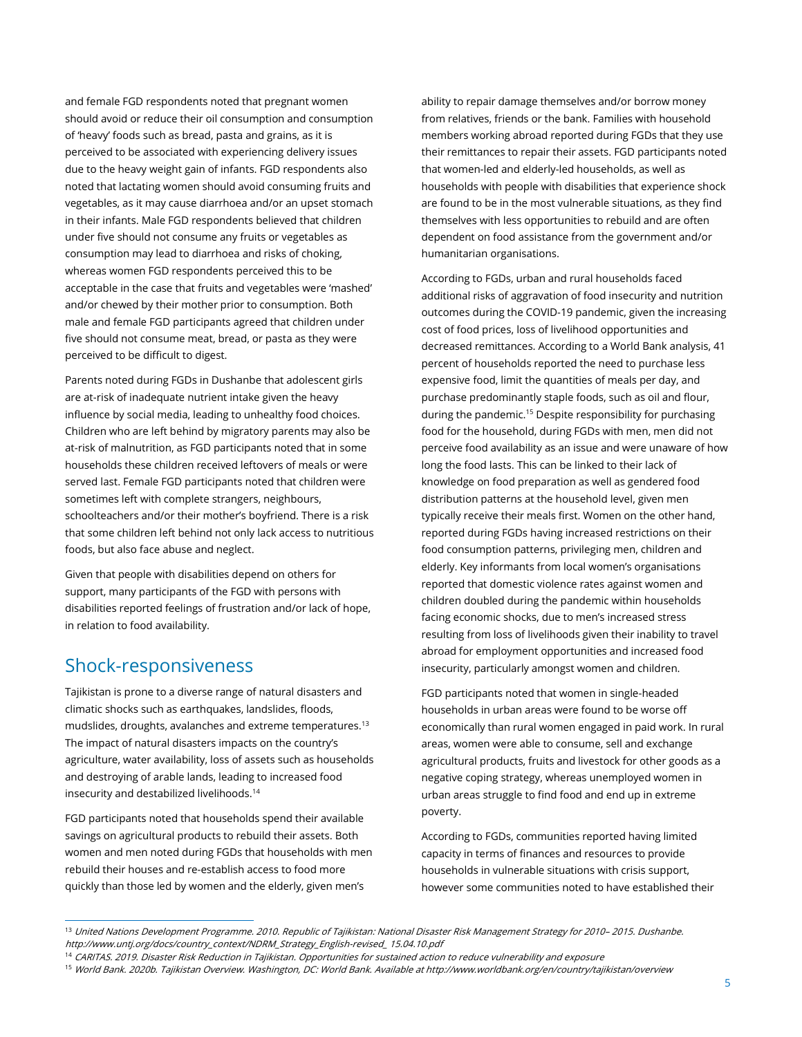and female FGD respondents noted that pregnant women should avoid or reduce their oil consumption and consumption of 'heavy' foods such as bread, pasta and grains, as it is perceived to be associated with experiencing delivery issues due to the heavy weight gain of infants. FGD respondents also noted that lactating women should avoid consuming fruits and vegetables, as it may cause diarrhoea and/or an upset stomach in their infants. Male FGD respondents believed that children under five should not consume any fruits or vegetables as consumption may lead to diarrhoea and risks of choking, whereas women FGD respondents perceived this to be acceptable in the case that fruits and vegetables were 'mashed' and/or chewed by their mother prior to consumption. Both male and female FGD participants agreed that children under five should not consume meat, bread, or pasta as they were perceived to be difficult to digest.

Parents noted during FGDs in Dushanbe that adolescent girls are at-risk of inadequate nutrient intake given the heavy influence by social media, leading to unhealthy food choices. Children who are left behind by migratory parents may also be at-risk of malnutrition, as FGD participants noted that in some households these children received leftovers of meals or were served last. Female FGD participants noted that children were sometimes left with complete strangers, neighbours, schoolteachers and/or their mother's boyfriend. There is a risk that some children left behind not only lack access to nutritious foods, but also face abuse and neglect.

Given that people with disabilities depend on others for support, many participants of the FGD with persons with disabilities reported feelings of frustration and/or lack of hope, in relation to food availability.

## Shock-responsiveness

Tajikistan is prone to a diverse range of natural disasters and climatic shocks such as earthquakes, landslides, floods, mudslides, droughts, avalanches and extreme temperatures.[13] The impact of natural disasters impacts on the country's agriculture, water availability, loss of assets such as households and destroying of arable lands, leading to increased food insecurity and destabilized livelihoods.[14]

FGD participants noted that households spend their available savings on agricultural products to rebuild their assets. Both women and men noted during FGDs that households with men rebuild their houses and re-establish access to food more quickly than those led by women and the elderly, given men's ability to repair damage themselves and/or borrow money from relatives, friends or the bank. Families with household members working abroad reported during FGDs that they use their remittances to repair their assets. FGD participants noted that women-led and elderly-led households, as well as households with people with disabilities that experience shock are found to be in the most vulnerable situations, as they find themselves with less opportunities to rebuild and are often dependent on food assistance from the government and/or humanitarian organisations.

According to FGDs, urban and rural households faced additional risks of aggravation of food insecurity and nutrition outcomes during the COVID-19 pandemic, given the increasing cost of food prices, loss of livelihood opportunities and decreased remittances. According to a World Bank analysis, 41 percent of households reported the need to purchase less expensive food, limit the quantities of meals per day, and purchase predominantly staple foods, such as oil and flour, during the pandemic.[15] Despite responsibility for purchasing food for the household, during FGDs with men, men did not perceive food availability as an issue and were unaware of how long the food lasts. This can be linked to their lack of knowledge on food preparation as well as gendered food distribution patterns at the household level, given men typically receive their meals first. Women on the other hand, reported during FGDs having increased restrictions on their food consumption patterns, privileging men, children and elderly. Key informants from local women's organisations reported that domestic violence rates against women and children doubled during the pandemic within households facing economic shocks, due to men's increased stress resulting from loss of livelihoods given their inability to travel abroad for employment opportunities and increased food insecurity, particularly amongst women and children.

FGD participants noted that women in single-headed households in urban areas were found to be worse off economically than rural women engaged in paid work. In rural areas, women were able to consume, sell and exchange agricultural products, fruits and livestock for other goods as a negative coping strategy, whereas unemployed women in urban areas struggle to find food and end up in extreme poverty.

According to FGDs, communities reported having limited capacity in terms of finances and resources to provide households in vulnerable situations with crisis support, however some communities noted to have established their

---

[13] *United Nations Development Programme. 2010. Republic of Tajikistan: National Disaster Risk Management Strategy for 2010– 2015. Dushanbe. http://www.untj.org/docs/country_context/NDRM_Strategy_English-revised_ 15.04.10.pdf*

[14] *CARITAS. 2019. Disaster Risk Reduction in Tajikistan. Opportunities for sustained action to reduce vulnerability and exposure*

[15] *World Bank. 2020b. Tajikistan Overview. Washington, DC: World Bank. Available at http://www.worldbank.org/en/country/tajikistan/overview*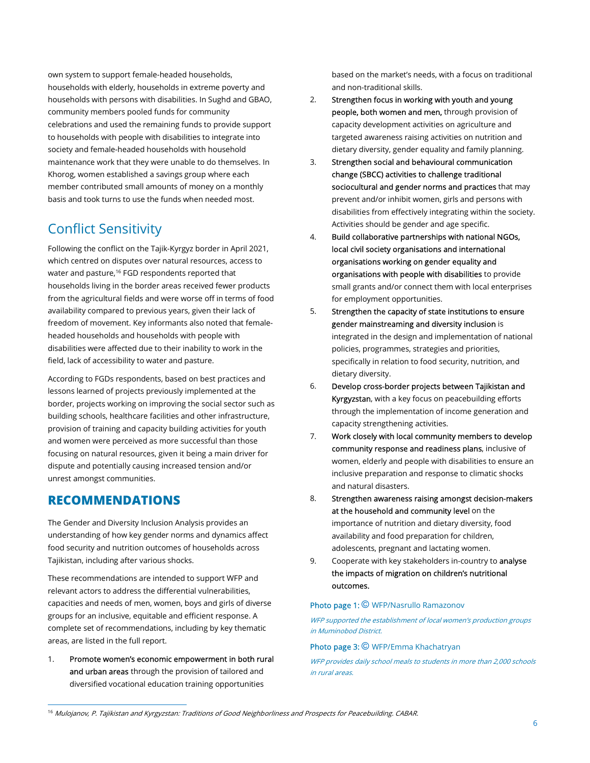own system to support female-headed households, households with elderly, households in extreme poverty and households with persons with disabilities. In Sughd and GBAO, community members pooled funds for community celebrations and used the remaining funds to provide support to households with people with disabilities to integrate into society and female-headed households with household maintenance work that they were unable to do themselves. In Khorog, women established a savings group where each member contributed small amounts of money on a monthly basis and took turns to use the funds when needed most.

## Conflict Sensitivity

Following the conflict on the Tajik-Kyrgyz border in April 2021, which centred on disputes over natural resources, access to water and pasture,[16] FGD respondents reported that households living in the border areas received fewer products from the agricultural fields and were worse off in terms of food availability compared to previous years, given their lack of freedom of movement. Key informants also noted that female-headed households and households with people with disabilities were affected due to their inability to work in the field, lack of accessibility to water and pasture.

According to FGDs respondents, based on best practices and lessons learned of projects previously implemented at the border, projects working on improving the social sector such as building schools, healthcare facilities and other infrastructure, provision of training and capacity building activities for youth and women were perceived as more successful than those focusing on natural resources, given it being a main driver for dispute and potentially causing increased tension and/or unrest amongst communities.

# RECOMMENDATIONS

The Gender and Diversity Inclusion Analysis provides an understanding of how key gender norms and dynamics affect food security and nutrition outcomes of households across Tajikistan, including after various shocks.

These recommendations are intended to support WFP and relevant actors to address the differential vulnerabilities, capacities and needs of men, women, boys and girls of diverse groups for an inclusive, equitable and efficient response. A complete set of recommendations, including by key thematic areas, are listed in the full report.

1. **Promote women's economic empowerment in both rural and urban areas** through the provision of tailored and diversified vocational education training opportunities based on the market's needs, with a focus on traditional and non-traditional skills.
2. **Strengthen focus in working with youth and young people, both women and men,** through provision of capacity development activities on agriculture and targeted awareness raising activities on nutrition and dietary diversity, gender equality and family planning.
3. **Strengthen social and behavioural communication change (SBCC) activities to challenge traditional sociocultural and gender norms and practices** that may prevent and/or inhibit women, girls and persons with disabilities from effectively integrating within the society. Activities should be gender and age specific.
4. **Build collaborative partnerships with national NGOs, local civil society organisations and international organisations working on gender equality and organisations with people with disabilities** to provide small grants and/or connect them with local enterprises for employment opportunities.
5. **Strengthen the capacity of state institutions to ensure gender mainstreaming and diversity inclusion** is integrated in the design and implementation of national policies, programmes, strategies and priorities, specifically in relation to food security, nutrition, and dietary diversity.
6. **Develop cross-border projects between Tajikistan and Kyrgyzstan**, with a key focus on peacebuilding efforts through the implementation of income generation and capacity strengthening activities.
7. **Work closely with local community members to develop community response and readiness plans**, inclusive of women, elderly and people with disabilities to ensure an inclusive preparation and response to climatic shocks and natural disasters.
8. **Strengthen awareness raising amongst decision-makers at the household and community level** on the importance of nutrition and dietary diversity, food availability and food preparation for children, adolescents, pregnant and lactating women.
9. Cooperate with key stakeholders in-country to **analyse the impacts of migration on children's nutritional outcomes.**

Photo page 1: © WFP/Nasrullo Ramazonov

*WFP supported the establishment of local women's production groups in Muminobod District.*

Photo page 3: © WFP/Emma Khachatryan

*WFP provides daily school meals to students in more than 2,000 schools in rural areas.*

[16] *Mulojanov, P. Tajikistan and Kyrgyzstan: Traditions of Good Neighborliness and Prospects for Peacebuilding. CABAR.*